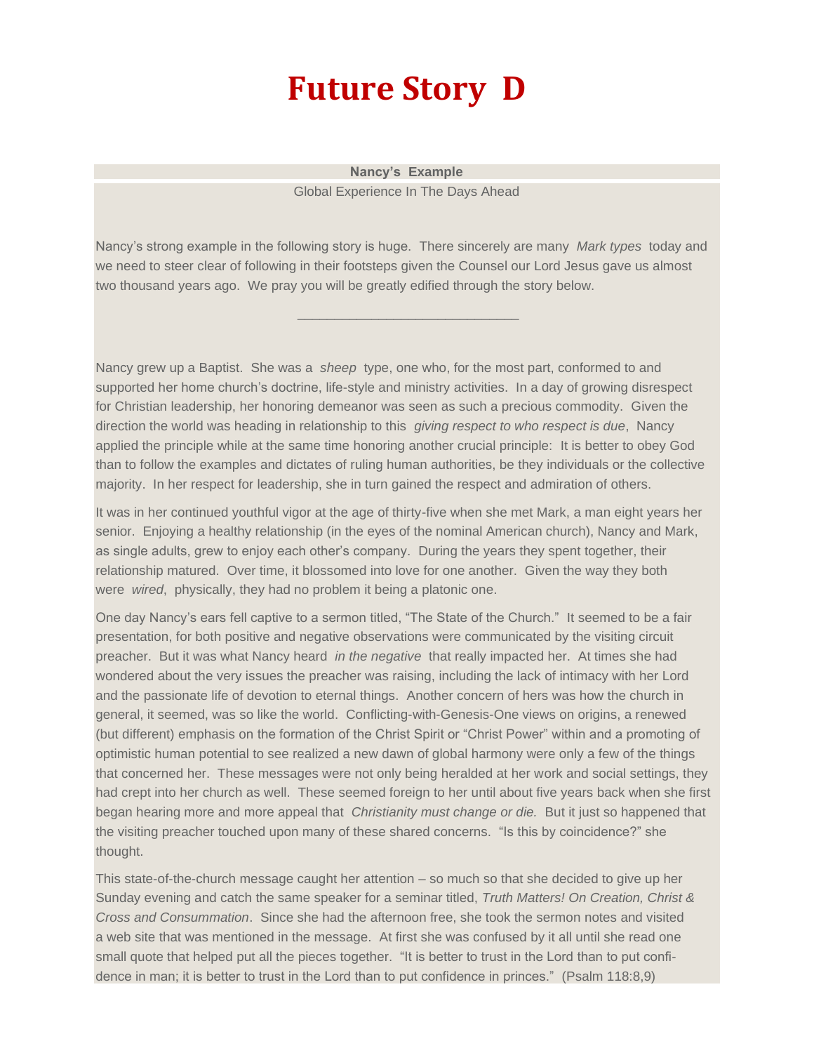# Future Story D

**Nancy's Example**

Global Experience In The Days Ahead

Nancy's strong example in the following story is huge. There sincerely are many *Mark types* today and we need to steer clear of following in their footsteps given the Counsel our Lord Jesus gave us almost two thousand years ago. We pray you will be greatly edified through the story below.

---

Nancy grew up a Baptist. She was a *sheep* type, one who, for the most part, conformed to and supported her home church's doctrine, life-style and ministry activities. In a day of growing disrespect for Christian leadership, her honoring demeanor was seen as such a precious commodity. Given the direction the world was heading in relationship to this *giving respect to who respect is due*, Nancy applied the principle while at the same time honoring another crucial principle: It is better to obey God than to follow the examples and dictates of ruling human authorities, be they individuals or the collective majority. In her respect for leadership, she in turn gained the respect and admiration of others.

It was in her continued youthful vigor at the age of thirty-five when she met Mark, a man eight years her senior. Enjoying a healthy relationship (in the eyes of the nominal American church), Nancy and Mark, as single adults, grew to enjoy each other's company. During the years they spent together, their relationship matured. Over time, it blossomed into love for one another. Given the way they both were *wired*, physically, they had no problem it being a platonic one.

One day Nancy's ears fell captive to a sermon titled, "The State of the Church." It seemed to be a fair presentation, for both positive and negative observations were communicated by the visiting circuit preacher. But it was what Nancy heard *in the negative* that really impacted her. At times she had wondered about the very issues the preacher was raising, including the lack of intimacy with her Lord and the passionate life of devotion to eternal things. Another concern of hers was how the church in general, it seemed, was so like the world. Conflicting-with-Genesis-One views on origins, a renewed (but different) emphasis on the formation of the Christ Spirit or "Christ Power" within and a promoting of optimistic human potential to see realized a new dawn of global harmony were only a few of the things that concerned her. These messages were not only being heralded at her work and social settings, they had crept into her church as well. These seemed foreign to her until about five years back when she first began hearing more and more appeal that *Christianity must change or die.* But it just so happened that the visiting preacher touched upon many of these shared concerns. "Is this by coincidence?" she thought.

This state-of-the-church message caught her attention – so much so that she decided to give up her Sunday evening and catch the same speaker for a seminar titled, *Truth Matters! On Creation, Christ & Cross and Consummation*. Since she had the afternoon free, she took the sermon notes and visited a web site that was mentioned in the message. At first she was confused by it all until she read one small quote that helped put all the pieces together. "It is better to trust in the Lord than to put confidence in man; it is better to trust in the Lord than to put confidence in princes." (Psalm 118:8,9)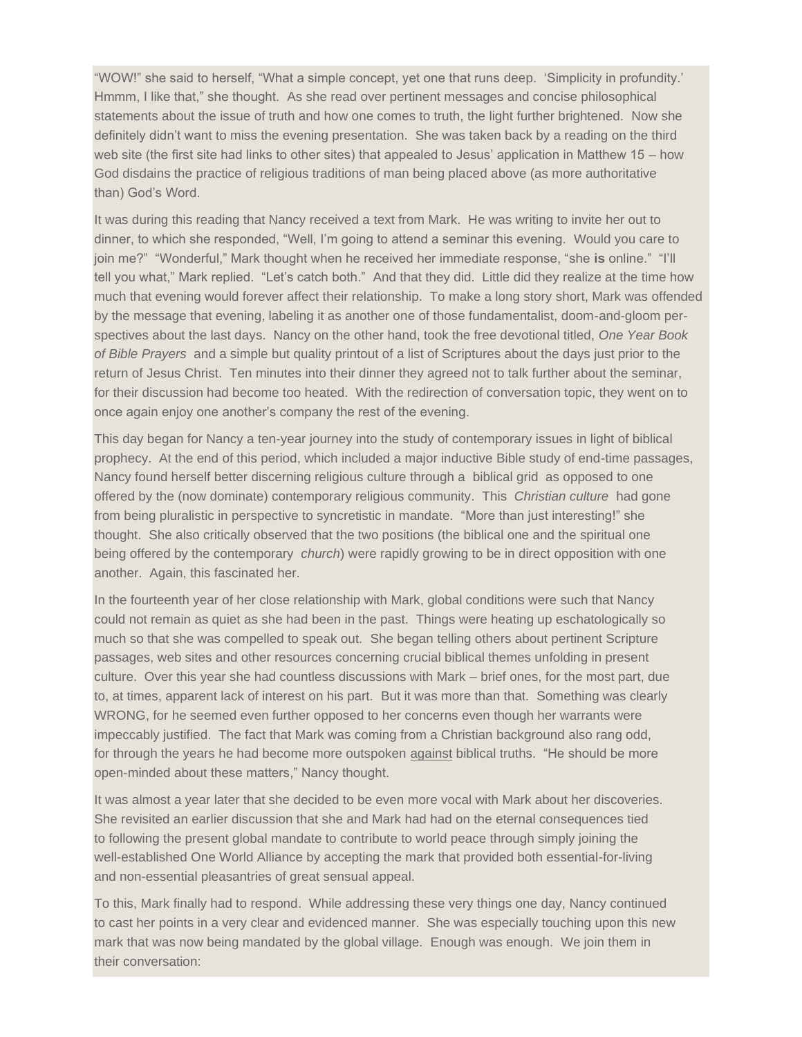"WOW!" she said to herself, "What a simple concept, yet one that runs deep. 'Simplicity in profundity.' Hmmm, I like that," she thought. As she read over pertinent messages and concise philosophical statements about the issue of truth and how one comes to truth, the light further brightened. Now she definitely didn't want to miss the evening presentation. She was taken back by a reading on the third web site (the first site had links to other sites) that appealed to Jesus' application in Matthew 15 – how God disdains the practice of religious traditions of man being placed above (as more authoritative than) God's Word.

It was during this reading that Nancy received a text from Mark. He was writing to invite her out to dinner, to which she responded, "Well, I'm going to attend a seminar this evening. Would you care to join me?" "Wonderful," Mark thought when he received her immediate response, "she **is** online." "I'll tell you what," Mark replied. "Let's catch both." And that they did. Little did they realize at the time how much that evening would forever affect their relationship. To make a long story short, Mark was offended by the message that evening, labeling it as another one of those fundamentalist, doom-and-gloom perspectives about the last days. Nancy on the other hand, took the free devotional titled, *One Year Book of Bible Prayers* and a simple but quality printout of a list of Scriptures about the days just prior to the return of Jesus Christ. Ten minutes into their dinner they agreed not to talk further about the seminar, for their discussion had become too heated. With the redirection of conversation topic, they went on to once again enjoy one another's company the rest of the evening.

This day began for Nancy a ten-year journey into the study of contemporary issues in light of biblical prophecy. At the end of this period, which included a major inductive Bible study of end-time passages, Nancy found herself better discerning religious culture through a biblical grid as opposed to one offered by the (now dominate) contemporary religious community. This *Christian culture* had gone from being pluralistic in perspective to syncretistic in mandate. "More than just interesting!" she thought. She also critically observed that the two positions (the biblical one and the spiritual one being offered by the contemporary *church*) were rapidly growing to be in direct opposition with one another. Again, this fascinated her.

In the fourteenth year of her close relationship with Mark, global conditions were such that Nancy could not remain as quiet as she had been in the past. Things were heating up eschatologically so much so that she was compelled to speak out. She began telling others about pertinent Scripture passages, web sites and other resources concerning crucial biblical themes unfolding in present culture. Over this year she had countless discussions with Mark – brief ones, for the most part, due to, at times, apparent lack of interest on his part. But it was more than that. Something was clearly WRONG, for he seemed even further opposed to her concerns even though her warrants were impeccably justified. The fact that Mark was coming from a Christian background also rang odd, for through the years he had become more outspoken <u>against</u> biblical truths. "He should be more open-minded about these matters," Nancy thought.

It was almost a year later that she decided to be even more vocal with Mark about her discoveries. She revisited an earlier discussion that she and Mark had had on the eternal consequences tied to following the present global mandate to contribute to world peace through simply joining the well-established One World Alliance by accepting the mark that provided both essential-for-living and non-essential pleasantries of great sensual appeal.

To this, Mark finally had to respond. While addressing these very things one day, Nancy continued to cast her points in a very clear and evidenced manner. She was especially touching upon this new mark that was now being mandated by the global village. Enough was enough. We join them in their conversation: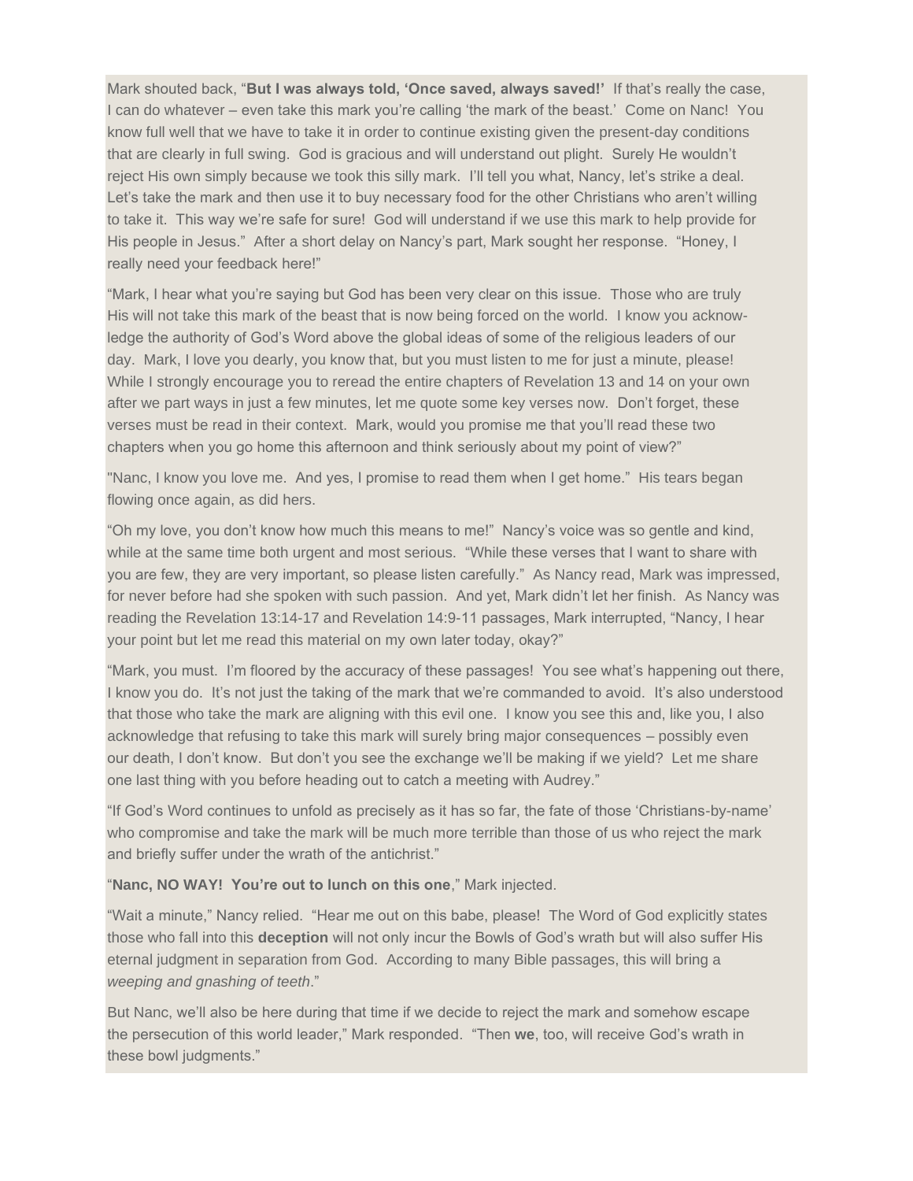Mark shouted back, "**But I was always told, 'Once saved, always saved!'** If that's really the case, I can do whatever – even take this mark you're calling 'the mark of the beast.' Come on Nanc! You know full well that we have to take it in order to continue existing given the present-day conditions that are clearly in full swing. God is gracious and will understand out plight. Surely He wouldn't reject His own simply because we took this silly mark. I'll tell you what, Nancy, let's strike a deal. Let's take the mark and then use it to buy necessary food for the other Christians who aren't willing to take it. This way we're safe for sure! God will understand if we use this mark to help provide for His people in Jesus." After a short delay on Nancy's part, Mark sought her response. "Honey, I really need your feedback here!"

"Mark, I hear what you're saying but God has been very clear on this issue. Those who are truly His will not take this mark of the beast that is now being forced on the world. I know you acknow-ledge the authority of God's Word above the global ideas of some of the religious leaders of our day. Mark, I love you dearly, you know that, but you must listen to me for just a minute, please! While I strongly encourage you to reread the entire chapters of Revelation 13 and 14 on your own after we part ways in just a few minutes, let me quote some key verses now. Don't forget, these verses must be read in their context. Mark, would you promise me that you'll read these two chapters when you go home this afternoon and think seriously about my point of view?"

"Nanc, I know you love me. And yes, I promise to read them when I get home." His tears began flowing once again, as did hers.

"Oh my love, you don't know how much this means to me!" Nancy's voice was so gentle and kind, while at the same time both urgent and most serious. "While these verses that I want to share with you are few, they are very important, so please listen carefully." As Nancy read, Mark was impressed, for never before had she spoken with such passion. And yet, Mark didn't let her finish. As Nancy was reading the Revelation 13:14-17 and Revelation 14:9-11 passages, Mark interrupted, "Nancy, I hear your point but let me read this material on my own later today, okay?"

"Mark, you must. I'm floored by the accuracy of these passages! You see what's happening out there, I know you do. It's not just the taking of the mark that we're commanded to avoid. It's also understood that those who take the mark are aligning with this evil one. I know you see this and, like you, I also acknowledge that refusing to take this mark will surely bring major consequences – possibly even our death, I don't know. But don't you see the exchange we'll be making if we yield? Let me share one last thing with you before heading out to catch a meeting with Audrey."

"If God's Word continues to unfold as precisely as it has so far, the fate of those 'Christians-by-name' who compromise and take the mark will be much more terrible than those of us who reject the mark and briefly suffer under the wrath of the antichrist."

"**Nanc, NO WAY! You're out to lunch on this one**," Mark injected.

"Wait a minute," Nancy relied. "Hear me out on this babe, please! The Word of God explicitly states those who fall into this **deception** will not only incur the Bowls of God's wrath but will also suffer His eternal judgment in separation from God. According to many Bible passages, this will bring a *weeping and gnashing of teeth*."

But Nanc, we'll also be here during that time if we decide to reject the mark and somehow escape the persecution of this world leader," Mark responded. "Then **we**, too, will receive God's wrath in these bowl judgments."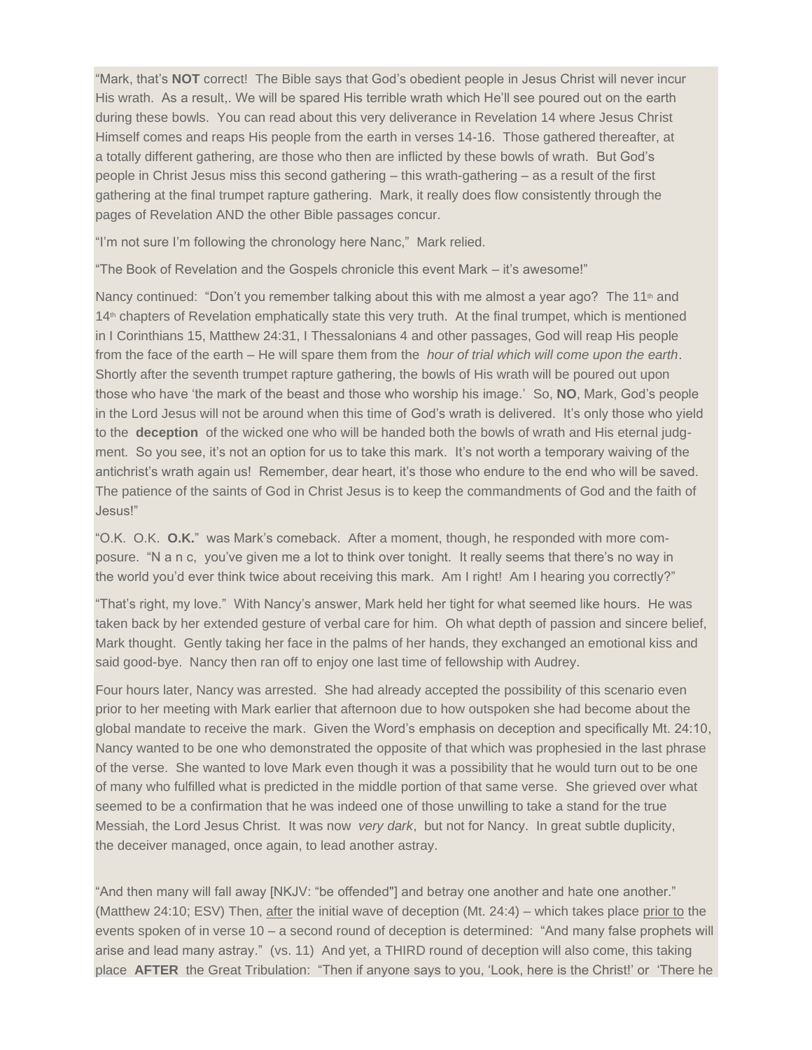"Mark, that's **NOT** correct! The Bible says that God's obedient people in Jesus Christ will never incur His wrath. As a result,. We will be spared His terrible wrath which He'll see poured out on the earth during these bowls. You can read about this very deliverance in Revelation 14 where Jesus Christ Himself comes and reaps His people from the earth in verses 14-16. Those gathered thereafter, at a totally different gathering, are those who then are inflicted by these bowls of wrath. But God's people in Christ Jesus miss this second gathering – this wrath-gathering – as a result of the first gathering at the final trumpet rapture gathering. Mark, it really does flow consistently through the pages of Revelation AND the other Bible passages concur.

"I'm not sure I'm following the chronology here Nanc," Mark relied.

"The Book of Revelation and the Gospels chronicle this event Mark – it's awesome!"

Nancy continued: "Don't you remember talking about this with me almost a year ago? The 11th and 14th chapters of Revelation emphatically state this very truth. At the final trumpet, which is mentioned in I Corinthians 15, Matthew 24:31, I Thessalonians 4 and other passages, God will reap His people from the face of the earth – He will spare them from the *hour of trial which will come upon the earth*. Shortly after the seventh trumpet rapture gathering, the bowls of His wrath will be poured out upon those who have 'the mark of the beast and those who worship his image.' So, **NO**, Mark, God's people in the Lord Jesus will not be around when this time of God's wrath is delivered. It's only those who yield to the **deception** of the wicked one who will be handed both the bowls of wrath and His eternal judgment. So you see, it's not an option for us to take this mark. It's not worth a temporary waiving of the antichrist's wrath again us! Remember, dear heart, it's those who endure to the end who will be saved. The patience of the saints of God in Christ Jesus is to keep the commandments of God and the faith of Jesus!"

"O.K. O.K. **O.K.**" was Mark's comeback. After a moment, though, he responded with more composure. "N a n c, you've given me a lot to think over tonight. It really seems that there's no way in the world you'd ever think twice about receiving this mark. Am I right! Am I hearing you correctly?"

"That's right, my love." With Nancy's answer, Mark held her tight for what seemed like hours. He was taken back by her extended gesture of verbal care for him. Oh what depth of passion and sincere belief, Mark thought. Gently taking her face in the palms of her hands, they exchanged an emotional kiss and said good-bye. Nancy then ran off to enjoy one last time of fellowship with Audrey.

Four hours later, Nancy was arrested. She had already accepted the possibility of this scenario even prior to her meeting with Mark earlier that afternoon due to how outspoken she had become about the global mandate to receive the mark. Given the Word's emphasis on deception and specifically Mt. 24:10, Nancy wanted to be one who demonstrated the opposite of that which was prophesied in the last phrase of the verse. She wanted to love Mark even though it was a possibility that he would turn out to be one of many who fulfilled what is predicted in the middle portion of that same verse. She grieved over what seemed to be a confirmation that he was indeed one of those unwilling to take a stand for the true Messiah, the Lord Jesus Christ. It was now *very dark*, but not for Nancy. In great subtle duplicity, the deceiver managed, once again, to lead another astray.

"And then many will fall away [NKJV: "be offended"] and betray one another and hate one another." (Matthew 24:10; ESV) Then, <u>after</u> the initial wave of deception (Mt. 24:4) – which takes place <u>prior to</u> the events spoken of in verse 10 – a second round of deception is determined: "And many false prophets will arise and lead many astray." (vs. 11) And yet, a THIRD round of deception will also come, this taking place **AFTER** the Great Tribulation: "Then if anyone says to you, 'Look, here is the Christ!' or 'There he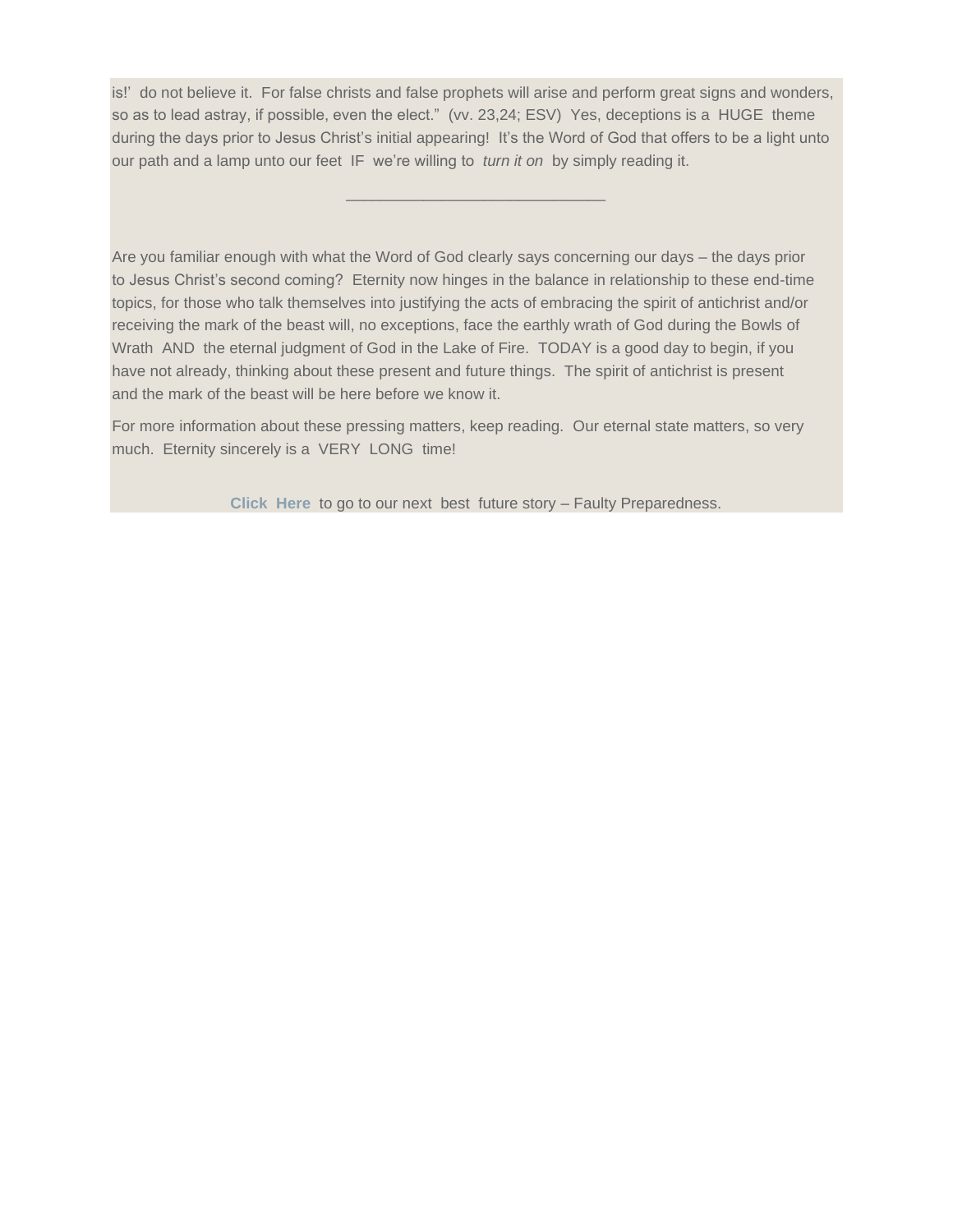is!' do not believe it. For false christs and false prophets will arise and perform great signs and wonders, so as to lead astray, if possible, even the elect." (vv. 23,24; ESV) Yes, deceptions is a HUGE theme during the days prior to Jesus Christ's initial appearing! It's the Word of God that offers to be a light unto our path and a lamp unto our feet IF we're willing to *turn it on* by simply reading it.

______________________________

Are you familiar enough with what the Word of God clearly says concerning our days – the days prior to Jesus Christ's second coming? Eternity now hinges in the balance in relationship to these end-time topics, for those who talk themselves into justifying the acts of embracing the spirit of antichrist and/or receiving the mark of the beast will, no exceptions, face the earthly wrath of God during the Bowls of Wrath AND the eternal judgment of God in the Lake of Fire. TODAY is a good day to begin, if you have not already, thinking about these present and future things. The spirit of antichrist is present and the mark of the beast will be here before we know it.

For more information about these pressing matters, keep reading. Our eternal state matters, so very much. Eternity sincerely is a VERY LONG time!

**Click Here** to go to our next best future story – Faulty Preparedness.